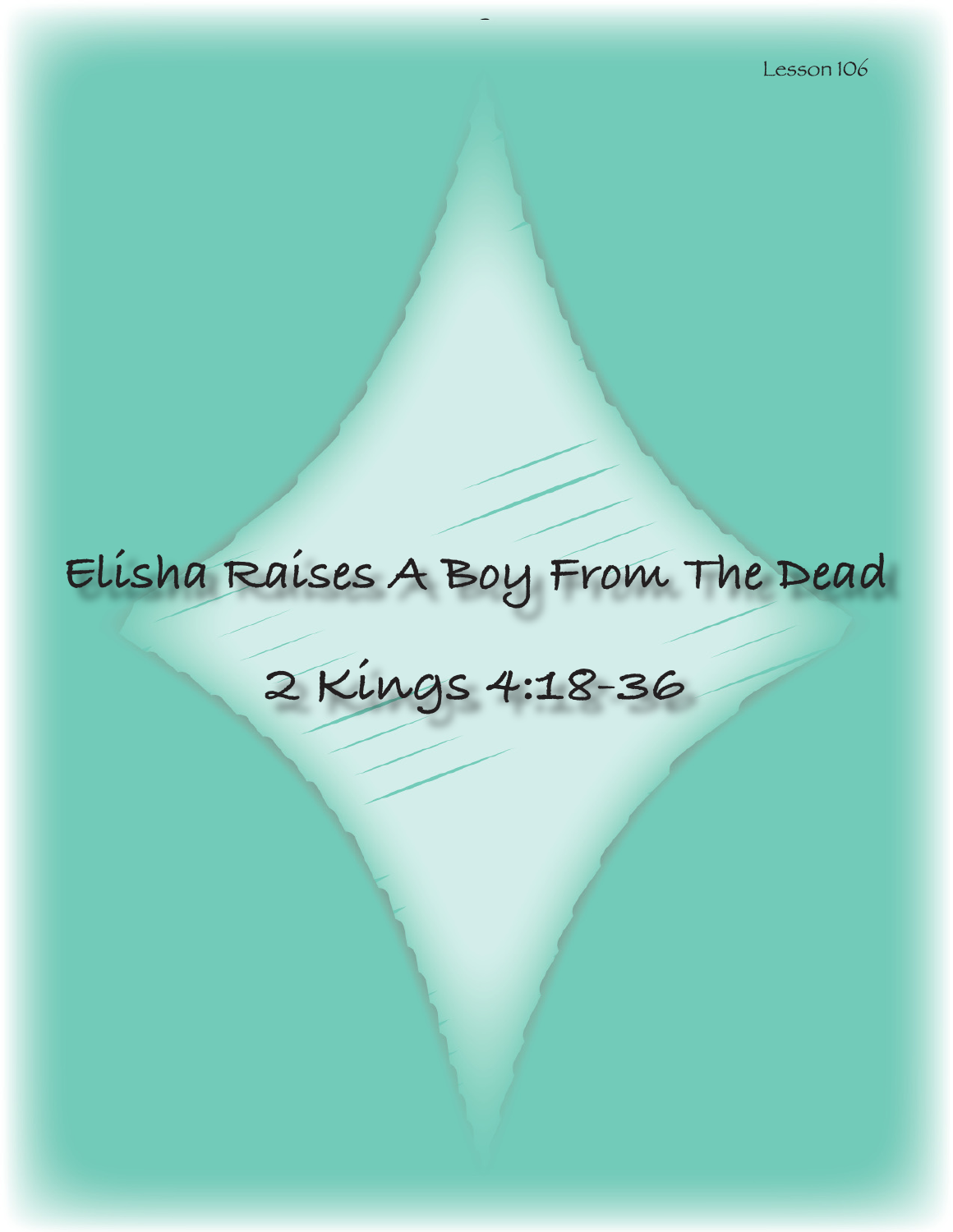Lesson 106

# Elisha Raises A Boy From The Dead

## 2 Kings 4:18-36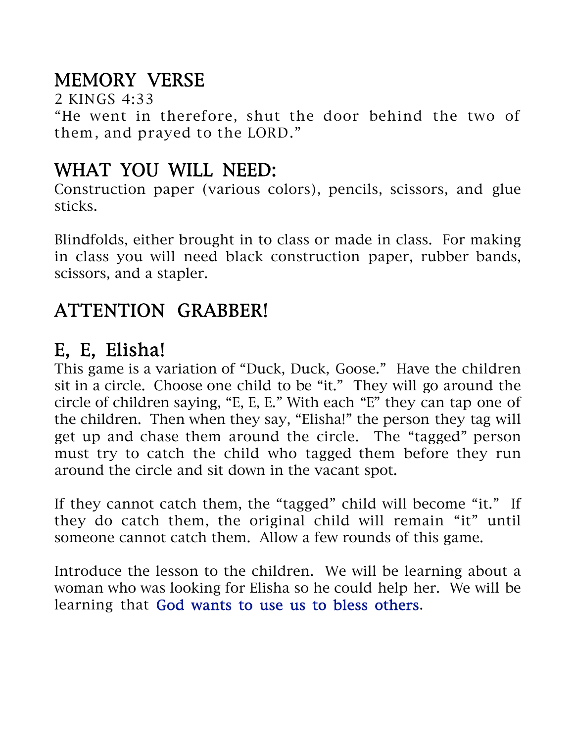## MEMORY VERSE

2 KINGS 4:33

"He went in therefore, shut the door behind the two of them, and prayed to the LORD."

## WHAT YOU WILL NEED:

Construction paper (various colors), pencils, scissors, and glue sticks.

Blindfolds, either brought in to class or made in class. For making in class you will need black construction paper, rubber bands, scissors, and a stapler.

## ATTENTION GRABBER!

## E, E, Elisha!

This game is a variation of "Duck, Duck, Goose." Have the children sit in a circle. Choose one child to be "it." They will go around the circle of children saying, "E, E, E." With each "E" they can tap one of the children. Then when they say, "Elisha!" the person they tag will get up and chase them around the circle. The "tagged" person must try to catch the child who tagged them before they run around the circle and sit down in the vacant spot.

If they cannot catch them, the "tagged" child will become "it." If they do catch them, the original child will remain "it" until someone cannot catch them. Allow a few rounds of this game.

Introduce the lesson to the children. We will be learning about a woman who was looking for Elisha so he could help her. We will be learning that God wants to use us to bless others.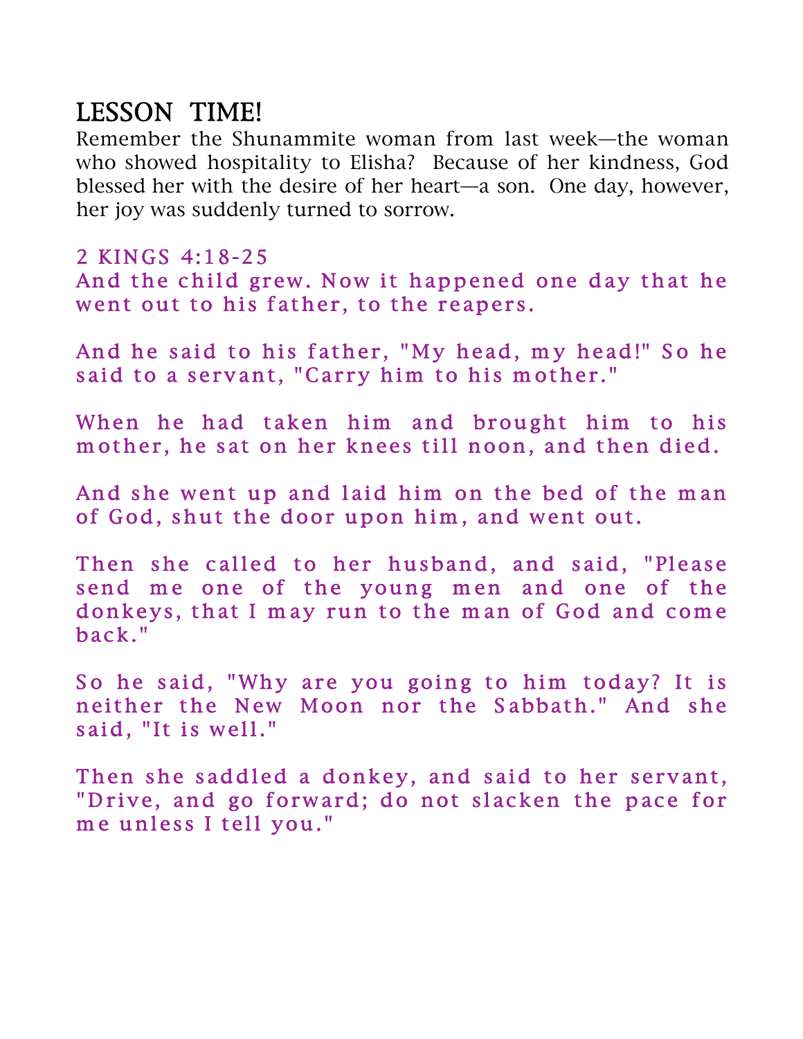## LESSON TIME!

Remember the Shunammite woman from last week—the woman who showed hospitality to Elisha? Because of her kindness, God blessed her with the desire of her heart—a son. One day, however, her joy was suddenly turned to sorrow.

### 2 KINGS 4:18-25

And the child grew. Now it happened one day that he went out to his father, to the reapers.

And he said to his father, "My head, my head!" So he said to a servant, "Carry him to his mother."

When he had taken him and brought him to his mother, he sat on her knees till noon, and then died.

And she went up and laid him on the bed of the man of God, shut the door upon him, and went out.

Then she called to her husband, and said, "Please send me one of the young men and one of the donkeys, that I may run to the man of God and come back."

So he said, "Why are you going to him today? It is neither the New Moon nor the Sabbath." And she said, "It is well."

Then she saddled a donkey, and said to her servant, "Drive, and go forward; do not slacken the pace for me unless I tell you."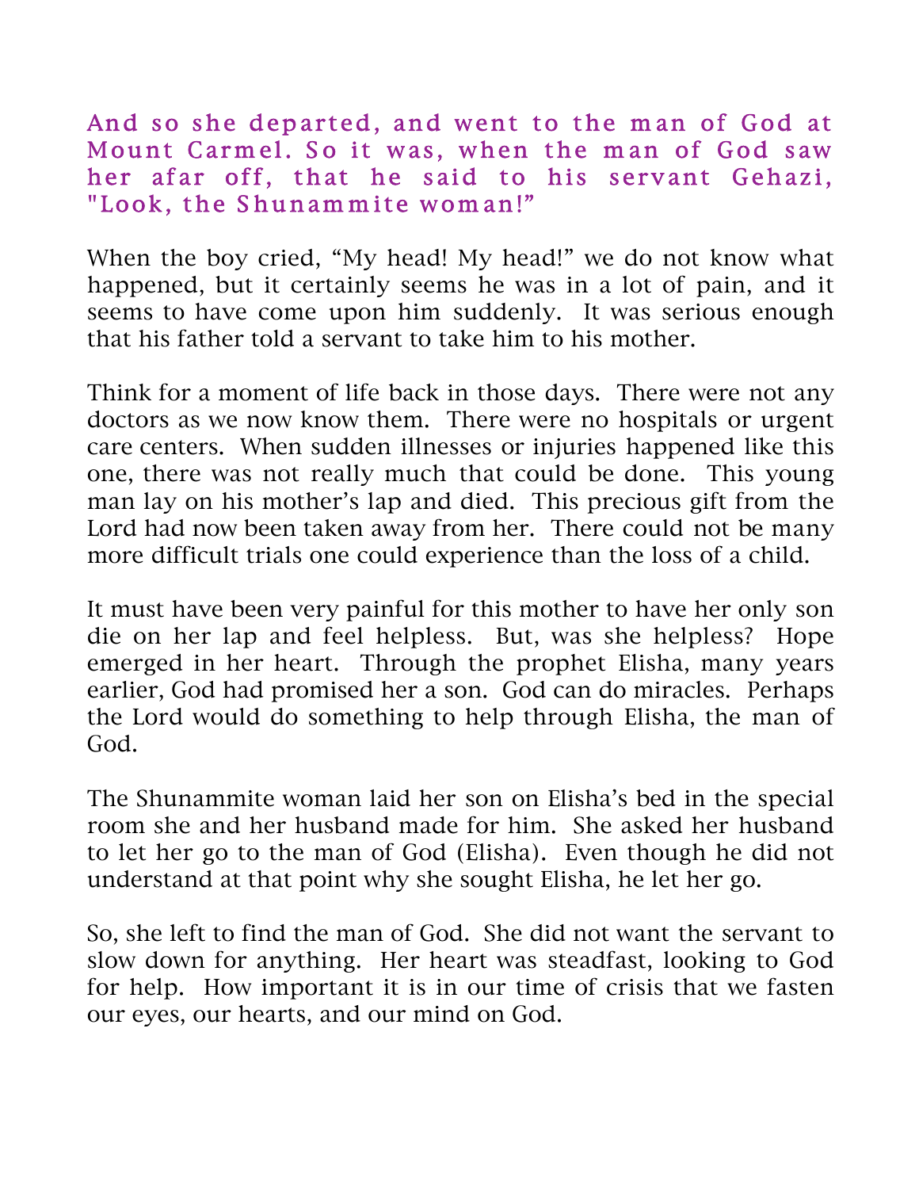**And so she departed, and went to the man of God at Mount Carmel. So it was, when the man of God saw her afar off, that he said to his servant Gehazi, "Look, the Shunammite woman!"**

When the boy cried, “My head! My head!” we do not know what happened, but it certainly seems he was in a lot of pain, and it seems to have come upon him suddenly. It was serious enough that his father told a servant to take him to his mother.

Think for a moment of life back in those days. There were not any doctors as we now know them. There were no hospitals or urgent care centers. When sudden illnesses or injuries happened like this one, there was not really much that could be done. This young man lay on his mother’s lap and died. This precious gift from the Lord had now been taken away from her. There could not be many more difficult trials one could experience than the loss of a child.

It must have been very painful for this mother to have her only son die on her lap and feel helpless. But, was she helpless? Hope emerged in her heart. Through the prophet Elisha, many years earlier, God had promised her a son. God can do miracles. Perhaps the Lord would do something to help through Elisha, the man of God.

The Shunammite woman laid her son on Elisha’s bed in the special room she and her husband made for him. She asked her husband to let her go to the man of God (Elisha). Even though he did not understand at that point why she sought Elisha, he let her go.

So, she left to find the man of God. She did not want the servant to slow down for anything. Her heart was steadfast, looking to God for help. How important it is in our time of crisis that we fasten our eyes, our hearts, and our mind on God.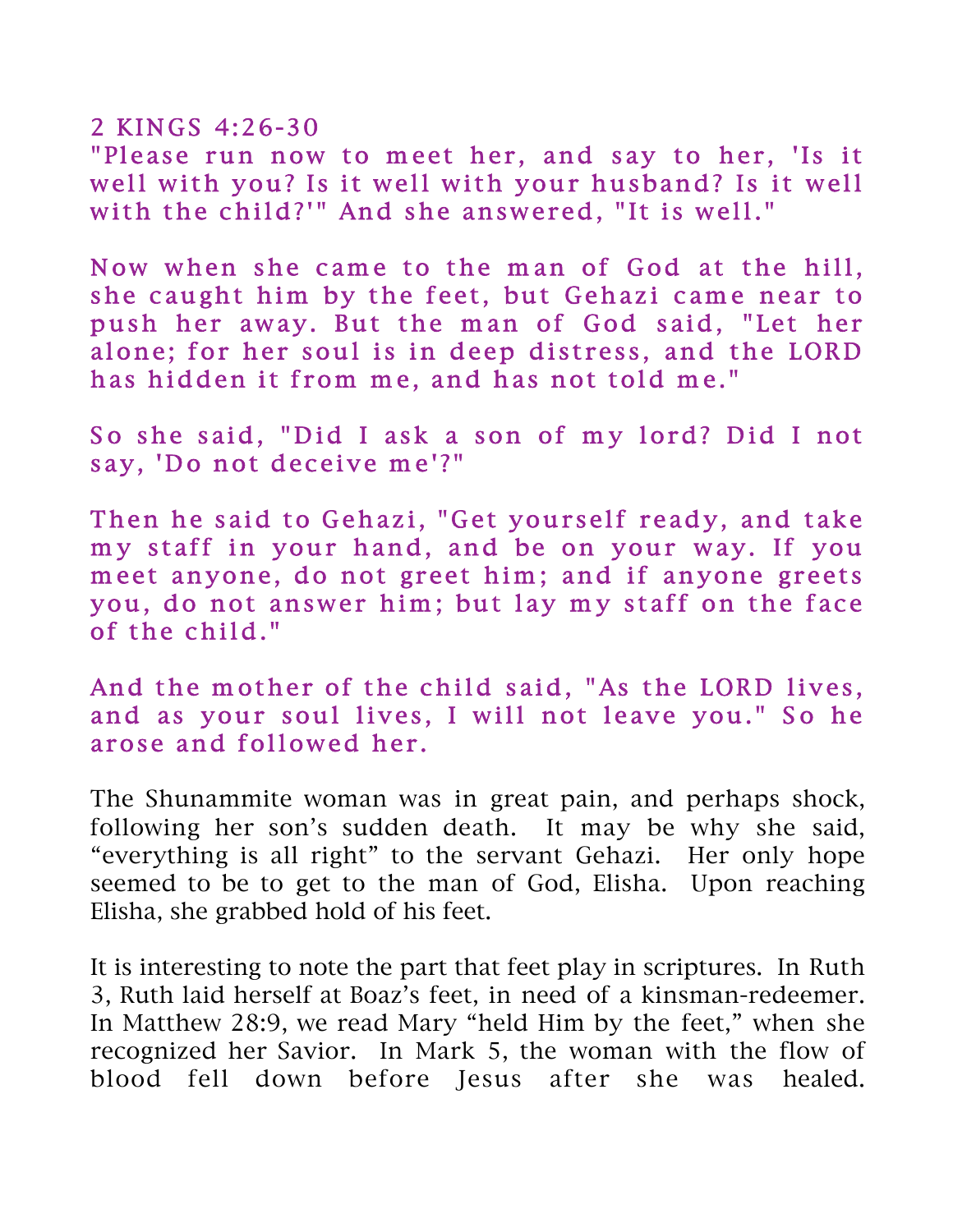2 KINGS 4:26-30

"Please run now to meet her, and say to her, 'Is it well with you? Is it well with your husband? Is it well with the child?'" And she answered, "It is well."

Now when she came to the man of God at the hill, she caught him by the feet, but Gehazi came near to push her away. But the man of God said, "Let her alone; for her soul is in deep distress, and the LORD has hidden it from me, and has not told me."

So she said, "Did I ask a son of my lord? Did I not say, 'Do not deceive me'?"

Then he said to Gehazi, "Get yourself ready, and take my staff in your hand, and be on your way. If you meet anyone, do not greet him; and if anyone greets you, do not answer him; but lay my staff on the face of the child."

And the mother of the child said, "As the LORD lives, and as your soul lives, I will not leave you." So he arose and followed her.

The Shunammite woman was in great pain, and perhaps shock, following her son's sudden death. It may be why she said, "everything is all right" to the servant Gehazi. Her only hope seemed to be to get to the man of God, Elisha. Upon reaching Elisha, she grabbed hold of his feet.

It is interesting to note the part that feet play in scriptures. In Ruth 3, Ruth laid herself at Boaz's feet, in need of a kinsman-redeemer. In Matthew 28:9, we read Mary "held Him by the feet," when she recognized her Savior. In Mark 5, the woman with the flow of blood fell down before Jesus after she was healed.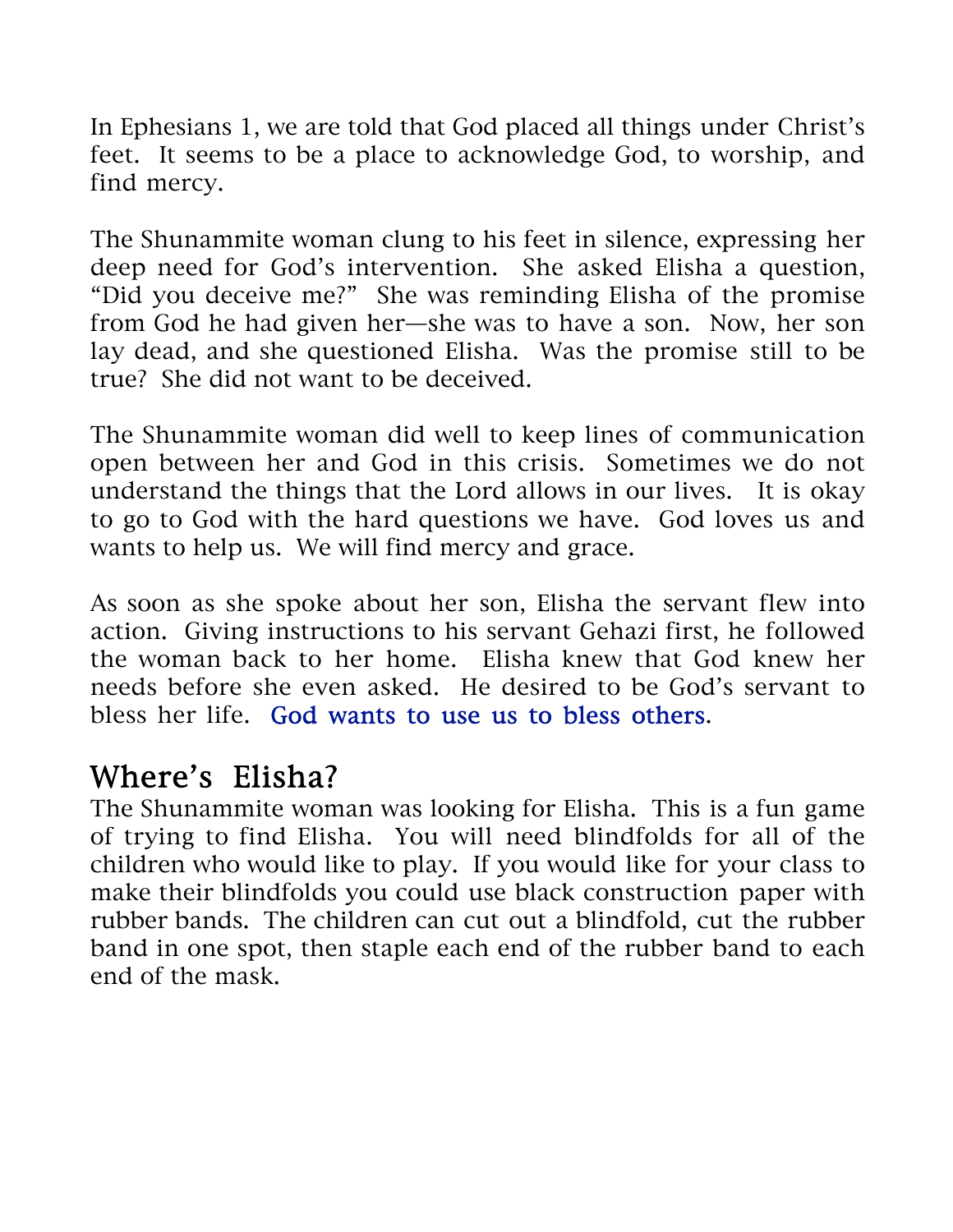In Ephesians 1, we are told that God placed all things under Christ's feet. It seems to be a place to acknowledge God, to worship, and find mercy.

The Shunammite woman clung to his feet in silence, expressing her deep need for God's intervention. She asked Elisha a question, "Did you deceive me?" She was reminding Elisha of the promise from God he had given her—she was to have a son. Now, her son lay dead, and she questioned Elisha. Was the promise still to be true? She did not want to be deceived.

The Shunammite woman did well to keep lines of communication open between her and God in this crisis. Sometimes we do not understand the things that the Lord allows in our lives. It is okay to go to God with the hard questions we have. God loves us and wants to help us. We will find mercy and grace.

As soon as she spoke about her son, Elisha the servant flew into action. Giving instructions to his servant Gehazi first, he followed the woman back to her home. Elisha knew that God knew her needs before she even asked. He desired to be God's servant to bless her life. God wants to use us to bless others.

## Where's Elisha?

The Shunammite woman was looking for Elisha. This is a fun game of trying to find Elisha. You will need blindfolds for all of the children who would like to play. If you would like for your class to make their blindfolds you could use black construction paper with rubber bands. The children can cut out a blindfold, cut the rubber band in one spot, then staple each end of the rubber band to each end of the mask.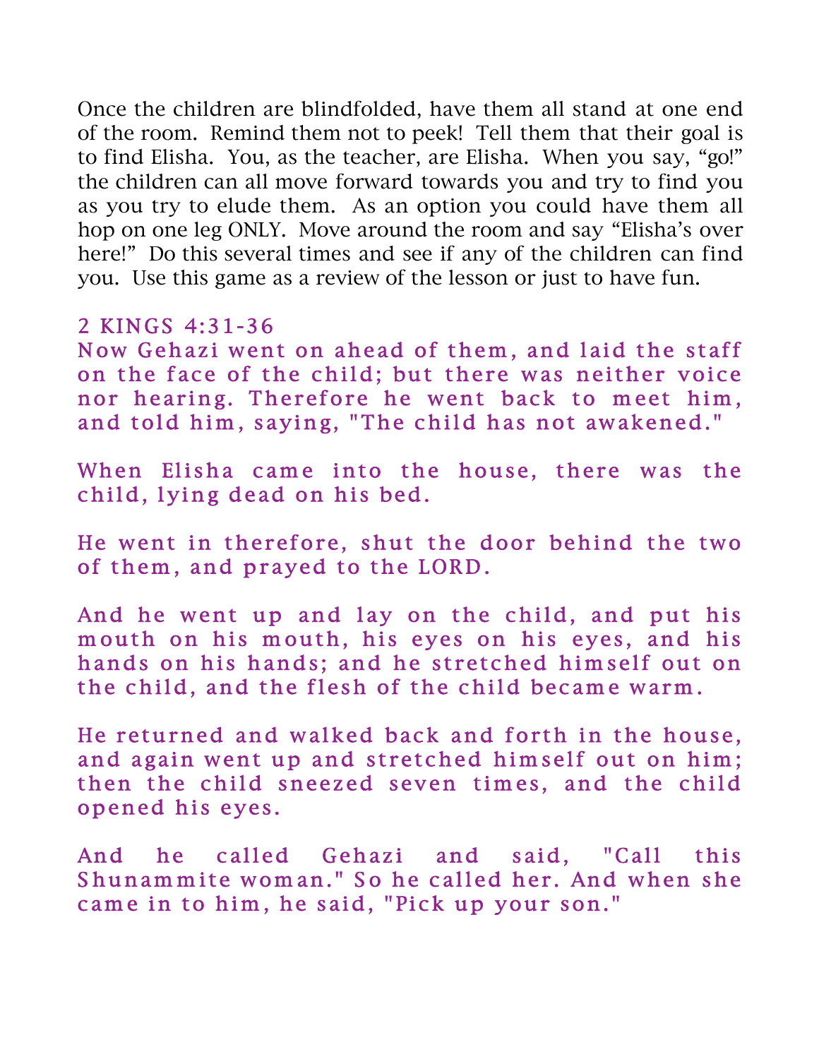Once the children are blindfolded, have them all stand at one end of the room. Remind them not to peek! Tell them that their goal is to find Elisha. You, as the teacher, are Elisha. When you say, "go!" the children can all move forward towards you and try to find you as you try to elude them. As an option you could have them all hop on one leg ONLY. Move around the room and say "Elisha's over here!" Do this several times and see if any of the children can find you. Use this game as a review of the lesson or just to have fun.

## 2 KINGS 4:31-36

Now Gehazi went on ahead of them, and laid the staff on the face of the child; but there was neither voice nor hearing. Therefore he went back to meet him, and told him, saying, "The child has not awakened."

When Elisha came into the house, there was the child, lying dead on his bed.

He went in therefore, shut the door behind the two of them, and prayed to the LORD.

And he went up and lay on the child, and put his mouth on his mouth, his eyes on his eyes, and his hands on his hands; and he stretched himself out on the child, and the flesh of the child became warm.

He returned and walked back and forth in the house, and again went up and stretched himself out on him; then the child sneezed seven times, and the child opened his eyes.

And he called Gehazi and said, "Call this Shunammite woman." So he called her. And when she came in to him, he said, "Pick up your son."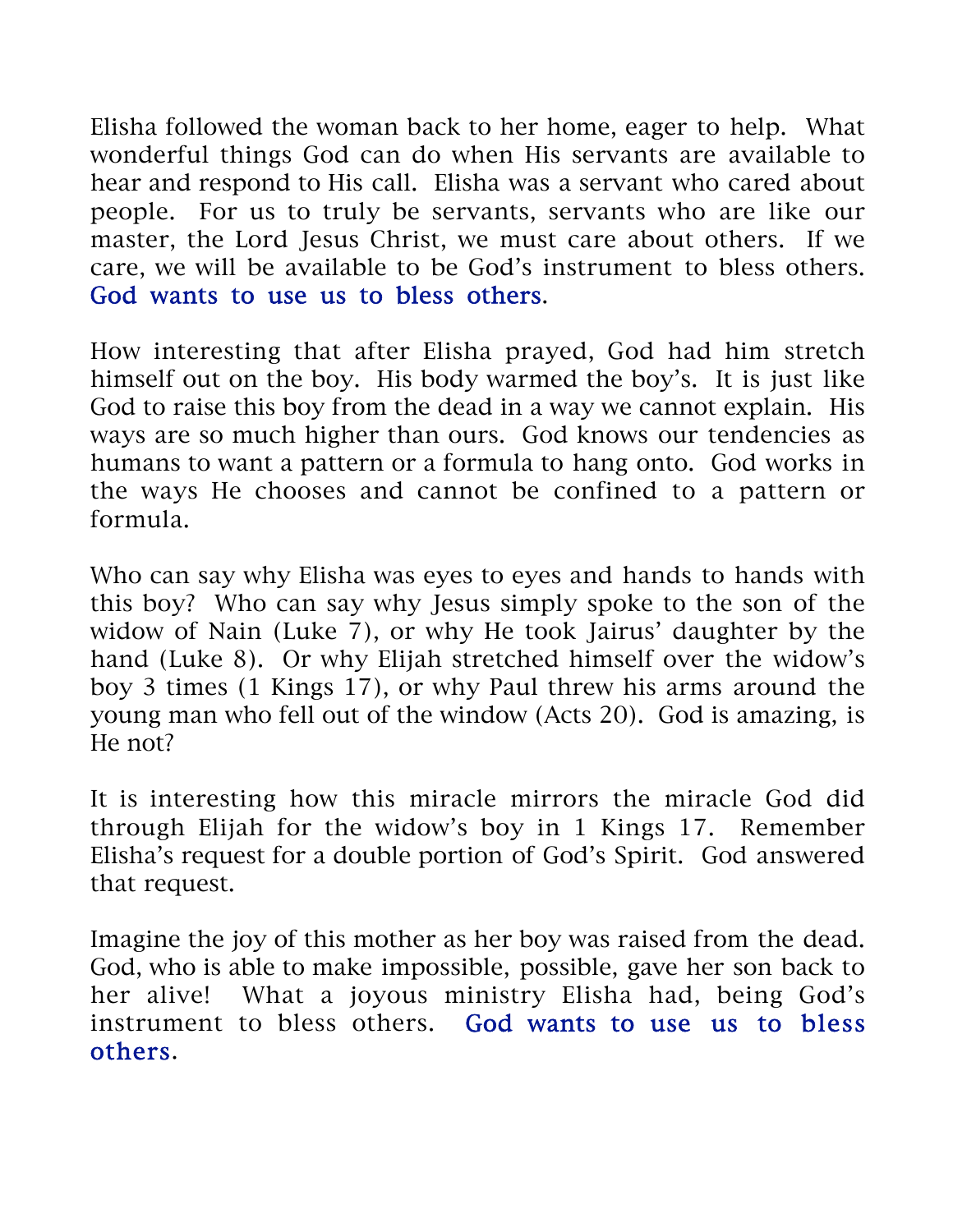Elisha followed the woman back to her home, eager to help. What wonderful things God can do when His servants are available to hear and respond to His call. Elisha was a servant who cared about people. For us to truly be servants, servants who are like our master, the Lord Jesus Christ, we must care about others. If we care, we will be available to be God's instrument to bless others. God wants to use us to bless others.

How interesting that after Elisha prayed, God had him stretch himself out on the boy. His body warmed the boy's. It is just like God to raise this boy from the dead in a way we cannot explain. His ways are so much higher than ours. God knows our tendencies as humans to want a pattern or a formula to hang onto. God works in the ways He chooses and cannot be confined to a pattern or formula.

Who can say why Elisha was eyes to eyes and hands to hands with this boy? Who can say why Jesus simply spoke to the son of the widow of Nain (Luke 7), or why He took Jairus' daughter by the hand (Luke 8). Or why Elijah stretched himself over the widow's boy 3 times (1 Kings 17), or why Paul threw his arms around the young man who fell out of the window (Acts 20). God is amazing, is He not?

It is interesting how this miracle mirrors the miracle God did through Elijah for the widow's boy in 1 Kings 17. Remember Elisha's request for a double portion of God's Spirit. God answered that request.

Imagine the joy of this mother as her boy was raised from the dead. God, who is able to make impossible, possible, gave her son back to her alive! What a joyous ministry Elisha had, being God's instrument to bless others. God wants to use us to bless others.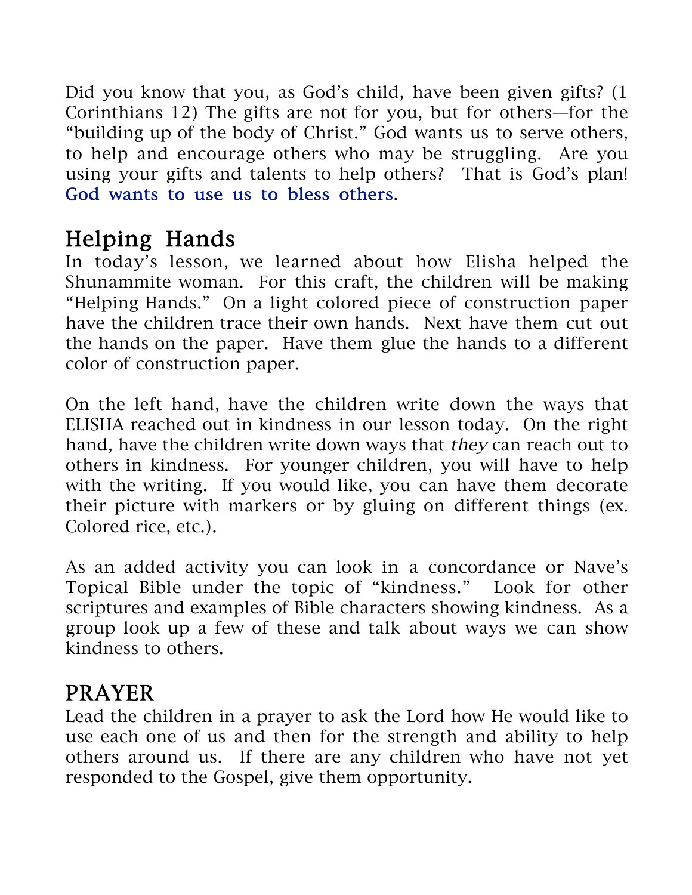Did you know that you, as God's child, have been given gifts? (1 Corinthians 12) The gifts are not for you, but for others—for the "building up of the body of Christ." God wants us to serve others, to help and encourage others who may be struggling. Are you using your gifts and talents to help others? That is God's plan! God wants to use us to bless others.

## Helping Hands

In today's lesson, we learned about how Elisha helped the Shunammite woman. For this craft, the children will be making "Helping Hands." On a light colored piece of construction paper have the children trace their own hands. Next have them cut out the hands on the paper. Have them glue the hands to a different color of construction paper.

On the left hand, have the children write down the ways that ELISHA reached out in kindness in our lesson today. On the right hand, have the children write down ways that *they* can reach out to others in kindness. For younger children, you will have to help with the writing. If you would like, you can have them decorate their picture with markers or by gluing on different things (ex. Colored rice, etc.).

As an added activity you can look in a concordance or Nave's Topical Bible under the topic of "kindness." Look for other scriptures and examples of Bible characters showing kindness. As a group look up a few of these and talk about ways we can show kindness to others.

## PRAYER

Lead the children in a prayer to ask the Lord how He would like to use each one of us and then for the strength and ability to help others around us. If there are any children who have not yet responded to the Gospel, give them opportunity.